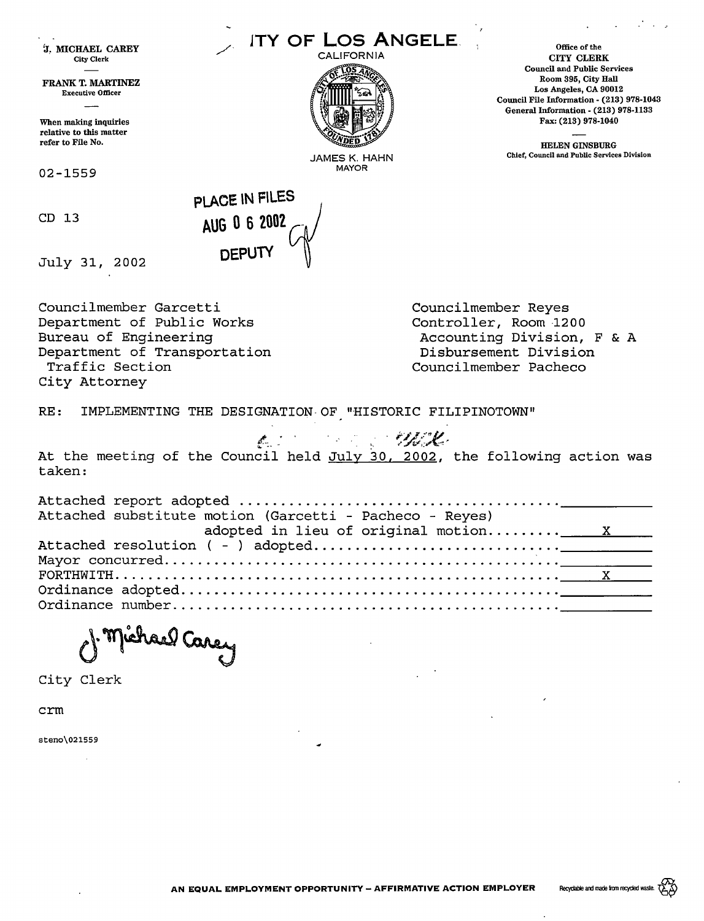J. MICHAEL CAREY
City Clerk

FRANK T. MARTINEZ
Executive Officer

When making inquiries relative to this matter refer to File No.

02-1559

CD 13

July 31, 2002

# CITY OF LOS ANGELES
CALIFORNIA

JAMES K. HAHN
MAYOR

Office of the
CITY CLERK
Council and Public Services
Room 395, City Hall
Los Angeles, CA 90012
Council File Information - (213) 978-1043
General Information - (213) 978-1133
Fax: (213) 978-1040

HELEN GINSBURG
Chief, Council and Public Services Division

PLACE IN FILES
AUG 0 6 2002
DEPUTY

Councilmember Garcetti
Department of Public Works
Bureau of Engineering
Department of Transportation
Traffic Section
City Attorney

Councilmember Reyes
Controller, Room 1200
Accounting Division, F & A
Disbursement Division
Councilmember Pacheco

RE: IMPLEMENTING THE DESIGNATION OF "HISTORIC FILIPINOTOWN"

At the meeting of the Council held July 30, 2002, the following action was taken:

| | |
|---|---|
| Attached report adopted | |
| Attached substitute motion (Garcetti - Pacheco - Reyes) adopted in lieu of original motion | X |
| Attached resolution ( - ) adopted | |
| Mayor concurred | |
| FORTHWITH | X |
| Ordinance adopted | |
| Ordinance number | |

J. Michael Carey

City Clerk

crm

steno\021559

AN EQUAL EMPLOYMENT OPPORTUNITY – AFFIRMATIVE ACTION EMPLOYER

Recyclable and made from recycled waste.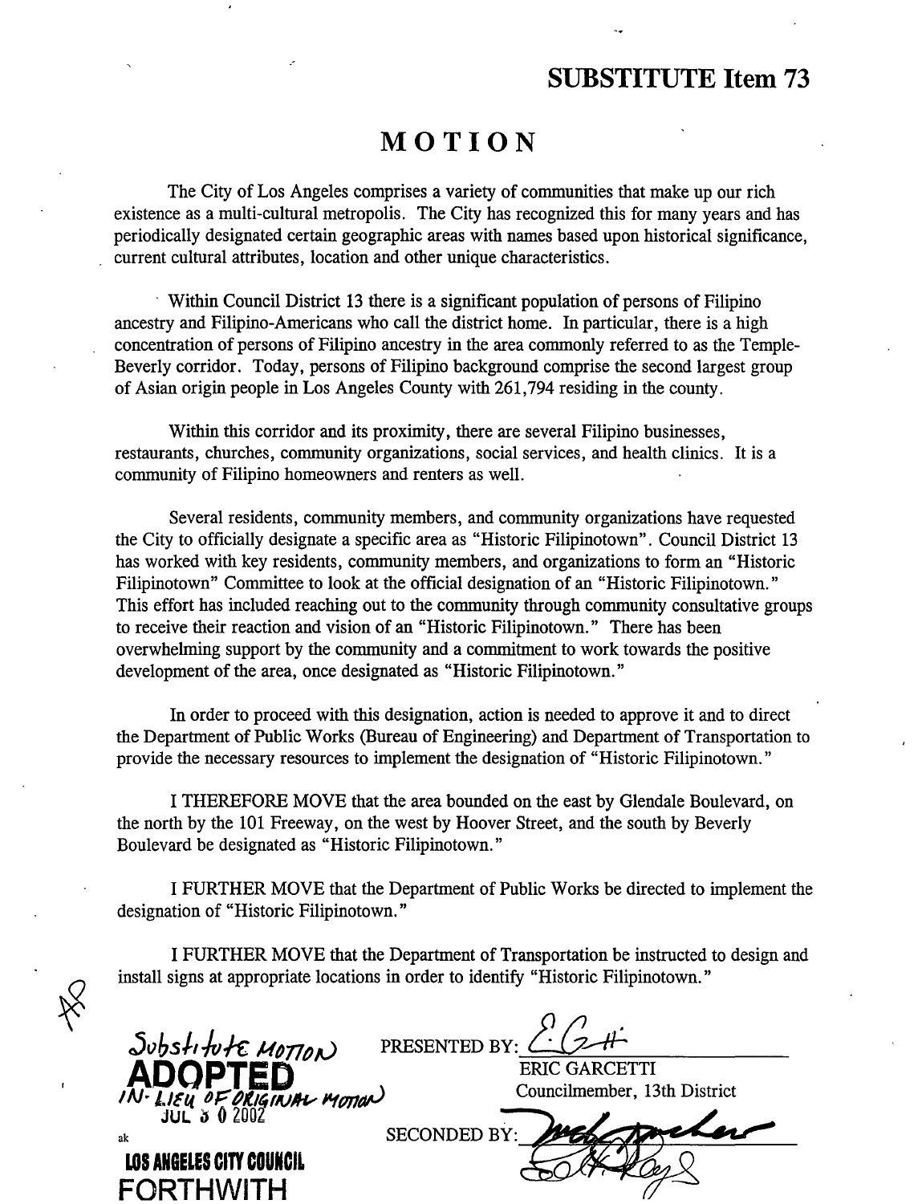**SUBSTITUTE Item 73**

# MOTION

The City of Los Angeles comprises a variety of communities that make up our rich existence as a multi-cultural metropolis. The City has recognized this for many years and has periodically designated certain geographic areas with names based upon historical significance, current cultural attributes, location and other unique characteristics.

Within Council District 13 there is a significant population of persons of Filipino ancestry and Filipino-Americans who call the district home. In particular, there is a high concentration of persons of Filipino ancestry in the area commonly referred to as the Temple-Beverly corridor. Today, persons of Filipino background comprise the second largest group of Asian origin people in Los Angeles County with 261,794 residing in the county.

Within this corridor and its proximity, there are several Filipino businesses, restaurants, churches, community organizations, social services, and health clinics. It is a community of Filipino homeowners and renters as well.

Several residents, community members, and community organizations have requested the City to officially designate a specific area as "Historic Filipinotown". Council District 13 has worked with key residents, community members, and organizations to form an "Historic Filipinotown" Committee to look at the official designation of an "Historic Filipinotown." This effort has included reaching out to the community through community consultative groups to receive their reaction and vision of an "Historic Filipinotown." There has been overwhelming support by the community and a commitment to work towards the positive development of the area, once designated as "Historic Filipinotown."

In order to proceed with this designation, action is needed to approve it and to direct the Department of Public Works (Bureau of Engineering) and Department of Transportation to provide the necessary resources to implement the designation of "Historic Filipinotown."

I THEREFORE MOVE that the area bounded on the east by Glendale Boulevard, on the north by the 101 Freeway, on the west by Hoover Street, and the south by Beverly Boulevard be designated as "Historic Filipinotown."

I FURTHER MOVE that the Department of Public Works be directed to implement the designation of "Historic Filipinotown."

I FURTHER MOVE that the Department of Transportation be instructed to design and install signs at appropriate locations in order to identify "Historic Filipinotown."

Substitute MOTION
**ADOPTED**
IN-LIEU OF ORIGINAL MOTION
JUL 3 0 2002
ak
**LOS ANGELES CITY COUNCIL**
**FORTHWITH**

PRESENTED BY: _[signature]_
ERIC GARCETTI
Councilmember, 13th District

SECONDED BY: _[signatures]_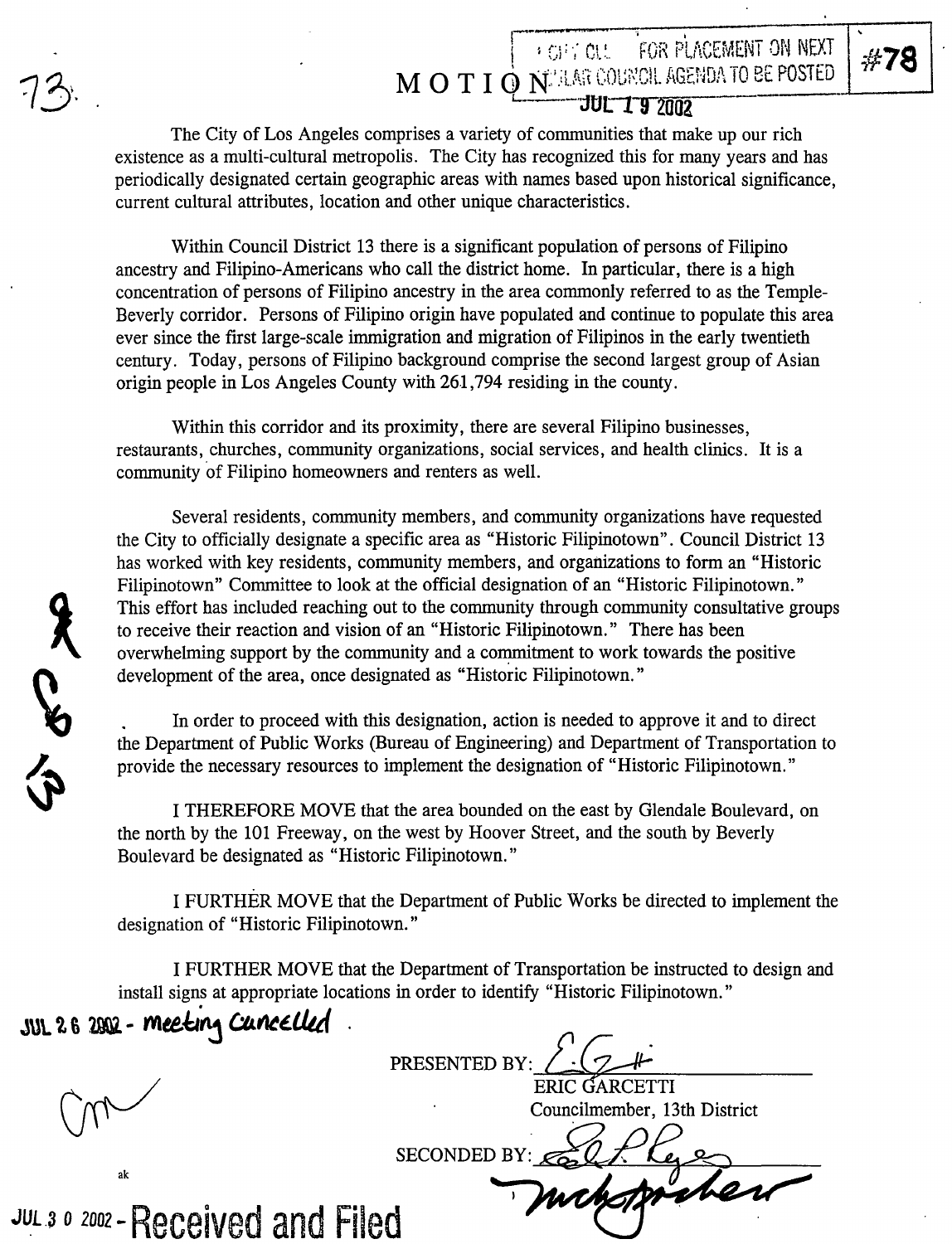73.

OFFICE: FOR PLACEMENT ON NEXT REGULAR COUNCIL AGENDA TO BE POSTED

JUL 19 2002

#78

# MOTION

The City of Los Angeles comprises a variety of communities that make up our rich existence as a multi-cultural metropolis. The City has recognized this for many years and has periodically designated certain geographic areas with names based upon historical significance, current cultural attributes, location and other unique characteristics.

Within Council District 13 there is a significant population of persons of Filipino ancestry and Filipino-Americans who call the district home. In particular, there is a high concentration of persons of Filipino ancestry in the area commonly referred to as the Temple-Beverly corridor. Persons of Filipino origin have populated and continue to populate this area ever since the first large-scale immigration and migration of Filipinos in the early twentieth century. Today, persons of Filipino background comprise the second largest group of Asian origin people in Los Angeles County with 261,794 residing in the county.

Within this corridor and its proximity, there are several Filipino businesses, restaurants, churches, community organizations, social services, and health clinics. It is a community of Filipino homeowners and renters as well.

Several residents, community members, and community organizations have requested the City to officially designate a specific area as "Historic Filipinotown". Council District 13 has worked with key residents, community members, and organizations to form an "Historic Filipinotown" Committee to look at the official designation of an "Historic Filipinotown." This effort has included reaching out to the community through community consultative groups to receive their reaction and vision of an "Historic Filipinotown." There has been overwhelming support by the community and a commitment to work towards the positive development of the area, once designated as "Historic Filipinotown."

In order to proceed with this designation, action is needed to approve it and to direct the Department of Public Works (Bureau of Engineering) and Department of Transportation to provide the necessary resources to implement the designation of "Historic Filipinotown."

I THEREFORE MOVE that the area bounded on the east by Glendale Boulevard, on the north by the 101 Freeway, on the west by Hoover Street, and the south by Beverly Boulevard be designated as "Historic Filipinotown."

I FURTHER MOVE that the Department of Public Works be directed to implement the designation of "Historic Filipinotown."

I FURTHER MOVE that the Department of Transportation be instructed to design and install signs at appropriate locations in order to identify "Historic Filipinotown."

JUL 26 2002 - meeting cancelled

PRESENTED BY: ______________________
ERIC GARCETTI
Councilmember, 13th District

SECONDED BY: ______________________

ak

JUL 30 2002 - Received and Filed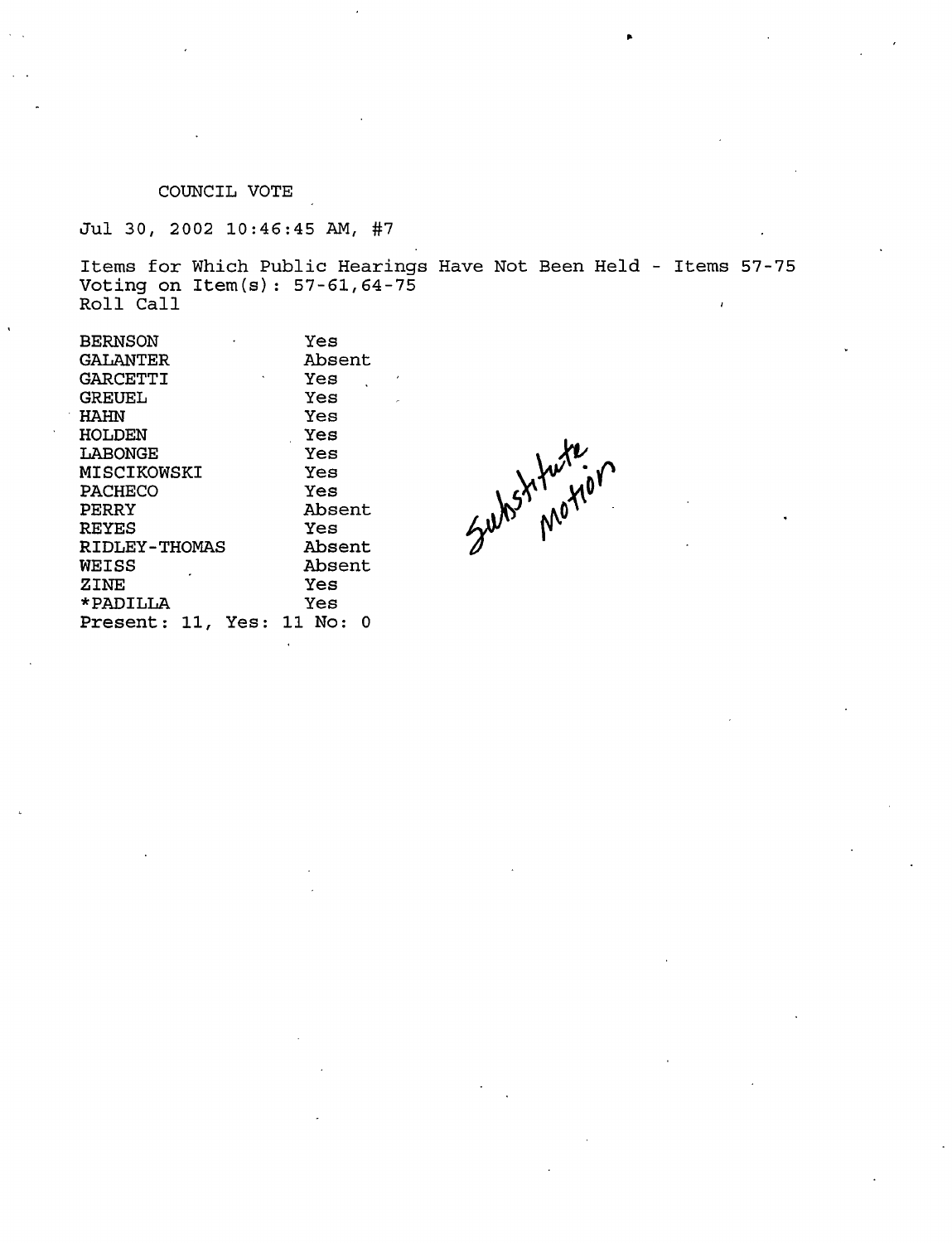COUNCIL VOTE

Jul 30, 2002 10:46:45 AM, #7

Items for Which Public Hearings Have Not Been Held - Items 57-75
Voting on Item(s): 57-61,64-75
Roll Call

| | |
|---|---|
| BERNSON | Yes |
| GALANTER | Absent |
| GARCETTI | Yes |
| GREUEL | Yes |
| HAHN | Yes |
| HOLDEN | Yes |
| LABONGE | Yes |
| MISCIKOWSKI | Yes |
| PACHECO | Yes |
| PERRY | Absent |
| REYES | Yes |
| RIDLEY-THOMAS | Absent |
| WEISS | Absent |
| ZINE | Yes |
| *PADILLA | Yes |

Present: 11, Yes: 11 No: 0

Substitute motion